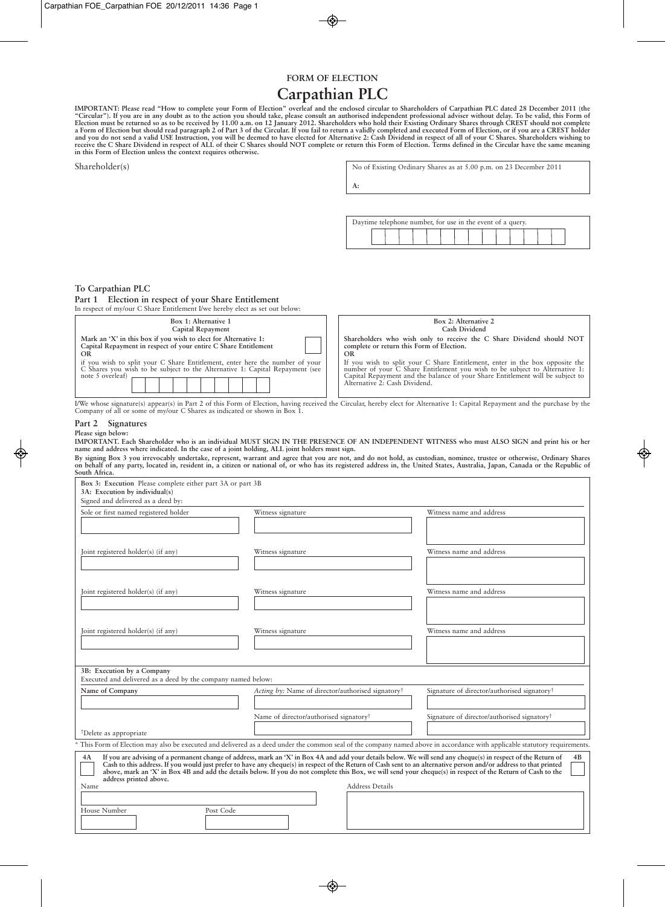# FORM OF ELECTION

# Carpathian PLC

**IMPORTANT: Please read "How to complete your Form of Election" overleaf and the enclosed circular to Shareholders of Carpathian PLC dated 28 December 2011 (the "Circular"). If you are in any doubt as to the action you should take, please consult an authorised independent professional adviser without delay. To be valid, this Form of Election must be returned so as to be received by 11.00 a.m. on 12 January 2012. Shareholders who hold their Existing Ordinary Shares through CREST should not complete a Form of Election but should read paragraph 2 of Part 3 of the Circular. If you fail to return a validly completed and executed Form of Election, or if you are a CREST holder and you do not send a valid USE Instruction, you will be deemed to have elected for Alternative 2: Cash Dividend in respect of all of your C Shares. Shareholders wishing to receive the C Share Dividend in respect of ALL of their C Shares should NOT complete or return this Form of Election. Terms defined in the Circular have the same meaning in this Form of Election unless the context requires otherwise.**

Shareholder(s)

No of Existing Ordinary Shares as at 5.00 p.m. on 23 December 2011

A:

Daytime telephone number, for use in the event of a query.

## To Carpathian PLC

### Part 1 Election in respect of your Share Entitlement

In respect of my/our C Share Entitlement I/we hereby elect as set out below:

| Box 1: Alternative 1 Capital Repayment | Box 2: Alternative 2 Cash Dividend |
|---|---|
| **Mark an 'X' in this box if you wish to elect for Alternative 1: Capital Repayment in respect of your entire C Share Entitlement** ☐ <br> **OR** <br> if you wish to split your C Share Entitlement, enter here the number of your C Shares you wish to be subject to the Alternative 1: Capital Repayment (see note 5 overleaf) | **Shareholders who wish only to receive the C Share Dividend should NOT complete or return this Form of Election.** <br> **OR** <br> If you wish to split your C Share Entitlement, enter in the box opposite the number of your C Share Entitlement you wish to be subject to Alternative 1: Capital Repayment and the balance of your Share Entitlement will be subject to Alternative 2: Cash Dividend. |

I/We whose signature(s) appear(s) in Part 2 of this Form of Election, having received the Circular, hereby elect for Alternative 1: Capital Repayment and the purchase by the Company of all or some of my/our C Shares as indicated or shown in Box 1.

### Part 2 Signatures

**Please sign below:**

**IMPORTANT. Each Shareholder who is an individual MUST SIGN IN THE PRESENCE OF AN INDEPENDENT WITNESS who must ALSO SIGN and print his or her name and address where indicated. In the case of a joint holding, ALL joint holders must sign.**

**By signing Box 3 you irrevocably undertake, represent, warrant and agree that you are not, and do not hold, as custodian, nominee, trustee or otherwise, Ordinary Shares on behalf of any party, located in, resident in, a citizen or national of, or who has its registered address in, the United States, Australia, Japan, Canada or the Republic of South Africa.**

**Box 3: Execution** Please complete either part 3A or part 3B

**3A: Execution by individual(s)**

Signed and delivered as a deed by:

| Sole or first named registered holder | Witness signature | Witness name and address |
|---|---|---|
| | | |
| **Joint registered holder(s) (if any)** | **Witness signature** | **Witness name and address** |
| | | |
| **Joint registered holder(s) (if any)** | **Witness signature** | **Witness name and address** |
| | | |
| **Joint registered holder(s) (if any)** | **Witness signature** | **Witness name and address** |
| | | |

**3B: Execution by a Company**

Executed and delivered as a deed by the company named below:

| Name of Company | *Acting by:* Name of director/authorised signatory† | Signature of director/authorised signatory† |
|---|---|---|
| | | |
| | Name of director/authorised signatory† | Signature of director/authorised signatory† |
| | | |

†Delete as appropriate

\* This Form of Election may also be executed and delivered as a deed under the common seal of the company named above in accordance with applicable statutory requirements.

**4A** ☐ **If you are advising of a permanent change of address, mark an 'X' in Box 4A and add your details below. We will send any cheque(s) in respect of the Return of Cash to this address. If you would just prefer to have any cheque(s) in respect of the Return of Cash sent to an alternative person and/or address to that printed above, mark an 'X' in Box 4B and add the details below. If you do not complete this Box, we will send your cheque(s) in respect of the Return of Cash to the address printed above.** **4B** ☐

Name

House Number

Post Code

Address Details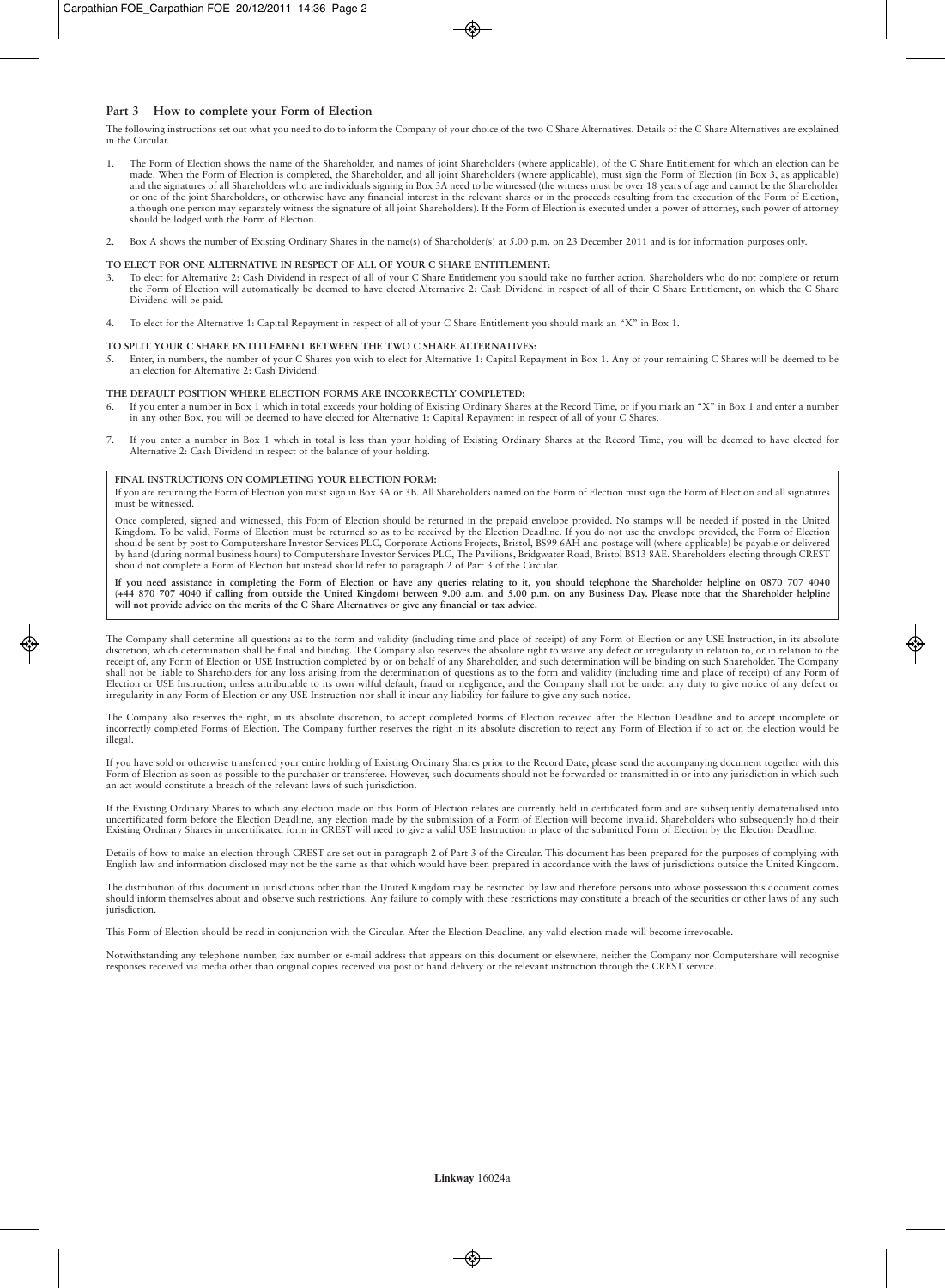## Part 3 How to complete your Form of Election

The following instructions set out what you need to do to inform the Company of your choice of the two C Share Alternatives. Details of the C Share Alternatives are explained in the Circular.

1. The Form of Election shows the name of the Shareholder, and names of joint Shareholders (where applicable), of the C Share Entitlement for which an election can be made. When the Form of Election is completed, the Shareholder, and all joint Shareholders (where applicable), must sign the Form of Election (in Box 3, as applicable) and the signatures of all Shareholders who are individuals signing in Box 3A need to be witnessed (the witness must be over 18 years of age and cannot be the Shareholder or one of the joint Shareholders, or otherwise have any financial interest in the relevant shares or in the proceeds resulting from the execution of the Form of Election, although one person may separately witness the signature of all joint Shareholders). If the Form of Election is executed under a power of attorney, such power of attorney should be lodged with the Form of Election.

2. Box A shows the number of Existing Ordinary Shares in the name(s) of Shareholder(s) at 5.00 p.m. on 23 December 2011 and is for information purposes only.

**TO ELECT FOR ONE ALTERNATIVE IN RESPECT OF ALL OF YOUR C SHARE ENTITLEMENT:**

3. To elect for Alternative 2: Cash Dividend in respect of all of your C Share Entitlement you should take no further action. Shareholders who do not complete or return the Form of Election will automatically be deemed to have elected Alternative 2: Cash Dividend in respect of all of their C Share Entitlement, on which the C Share Dividend will be paid.

4. To elect for the Alternative 1: Capital Repayment in respect of all of your C Share Entitlement you should mark an "X" in Box 1.

**TO SPLIT YOUR C SHARE ENTITLEMENT BETWEEN THE TWO C SHARE ALTERNATIVES:**

5. Enter, in numbers, the number of your C Shares you wish to elect for Alternative 1: Capital Repayment in Box 1. Any of your remaining C Shares will be deemed to be an election for Alternative 2: Cash Dividend.

**THE DEFAULT POSITION WHERE ELECTION FORMS ARE INCORRECTLY COMPLETED:**

6. If you enter a number in Box 1 which in total exceeds your holding of Existing Ordinary Shares at the Record Time, or if you mark an "X" in Box 1 and enter a number in any other Box, you will be deemed to have elected for Alternative 1: Capital Repayment in respect of all of your C Shares.

7. If you enter a number in Box 1 which in total is less than your holding of Existing Ordinary Shares at the Record Time, you will be deemed to have elected for Alternative 2: Cash Dividend in respect of the balance of your holding.

**FINAL INSTRUCTIONS ON COMPLETING YOUR ELECTION FORM:**

If you are returning the Form of Election you must sign in Box 3A or 3B. All Shareholders named on the Form of Election must sign the Form of Election and all signatures must be witnessed.

Once completed, signed and witnessed, this Form of Election should be returned in the prepaid envelope provided. No stamps will be needed if posted in the United Kingdom. To be valid, Forms of Election must be returned so as to be received by the Election Deadline. If you do not use the envelope provided, the Form of Election should be sent by post to Computershare Investor Services PLC, Corporate Actions Projects, Bristol, BS99 6AH and postage will (where applicable) be payable or delivered by hand (during normal business hours) to Computershare Investor Services PLC, The Pavilions, Bridgwater Road, Bristol BS13 8AE. Shareholders electing through CREST should not complete a Form of Election but instead should refer to paragraph 2 of Part 3 of the Circular.

**If you need assistance in completing the Form of Election or have any queries relating to it, you should telephone the Shareholder helpline on 0870 707 4040 (+44 870 707 4040 if calling from outside the United Kingdom) between 9.00 a.m. and 5.00 p.m. on any Business Day. Please note that the Shareholder helpline will not provide advice on the merits of the C Share Alternatives or give any financial or tax advice.**

The Company shall determine all questions as to the form and validity (including time and place of receipt) of any Form of Election or any USE Instruction, in its absolute discretion, which determination shall be final and binding. The Company also reserves the absolute right to waive any defect or irregularity in relation to, or in relation to the receipt of, any Form of Election or USE Instruction completed by or on behalf of any Shareholder, and such determination will be binding on such Shareholder. The Company shall not be liable to Shareholders for any loss arising from the determination of questions as to the form and validity (including time and place of receipt) of any Form of Election or USE Instruction, unless attributable to its own wilful default, fraud or negligence, and the Company shall not be under any duty to give notice of any defect or irregularity in any Form of Election or any USE Instruction nor shall it incur any liability for failure to give any such notice.

The Company also reserves the right, in its absolute discretion, to accept completed Forms of Election received after the Election Deadline and to accept incomplete or incorrectly completed Forms of Election. The Company further reserves the right in its absolute discretion to reject any Form of Election if to act on the election would be illegal.

If you have sold or otherwise transferred your entire holding of Existing Ordinary Shares prior to the Record Date, please send the accompanying document together with this Form of Election as soon as possible to the purchaser or transferee. However, such documents should not be forwarded or transmitted in or into any jurisdiction in which such an act would constitute a breach of the relevant laws of such jurisdiction.

If the Existing Ordinary Shares to which any election made on this Form of Election relates are currently held in certificated form and are subsequently dematerialised into uncertificated form before the Election Deadline, any election made by the submission of a Form of Election will become invalid. Shareholders who subsequently hold their Existing Ordinary Shares in uncertificated form in CREST will need to give a valid USE Instruction in place of the submitted Form of Election by the Election Deadline.

Details of how to make an election through CREST are set out in paragraph 2 of Part 3 of the Circular. This document has been prepared for the purposes of complying with English law and information disclosed may not be the same as that which would have been prepared in accordance with the laws of jurisdictions outside the United Kingdom.

The distribution of this document in jurisdictions other than the United Kingdom may be restricted by law and therefore persons into whose possession this document comes should inform themselves about and observe such restrictions. Any failure to comply with these restrictions may constitute a breach of the securities or other laws of any such jurisdiction.

This Form of Election should be read in conjunction with the Circular. After the Election Deadline, any valid election made will become irrevocable.

Notwithstanding any telephone number, fax number or e-mail address that appears on this document or elsewhere, neither the Company nor Computershare will recognise responses received via media other than original copies received via post or hand delivery or the relevant instruction through the CREST service.

**Linkway** 16024a